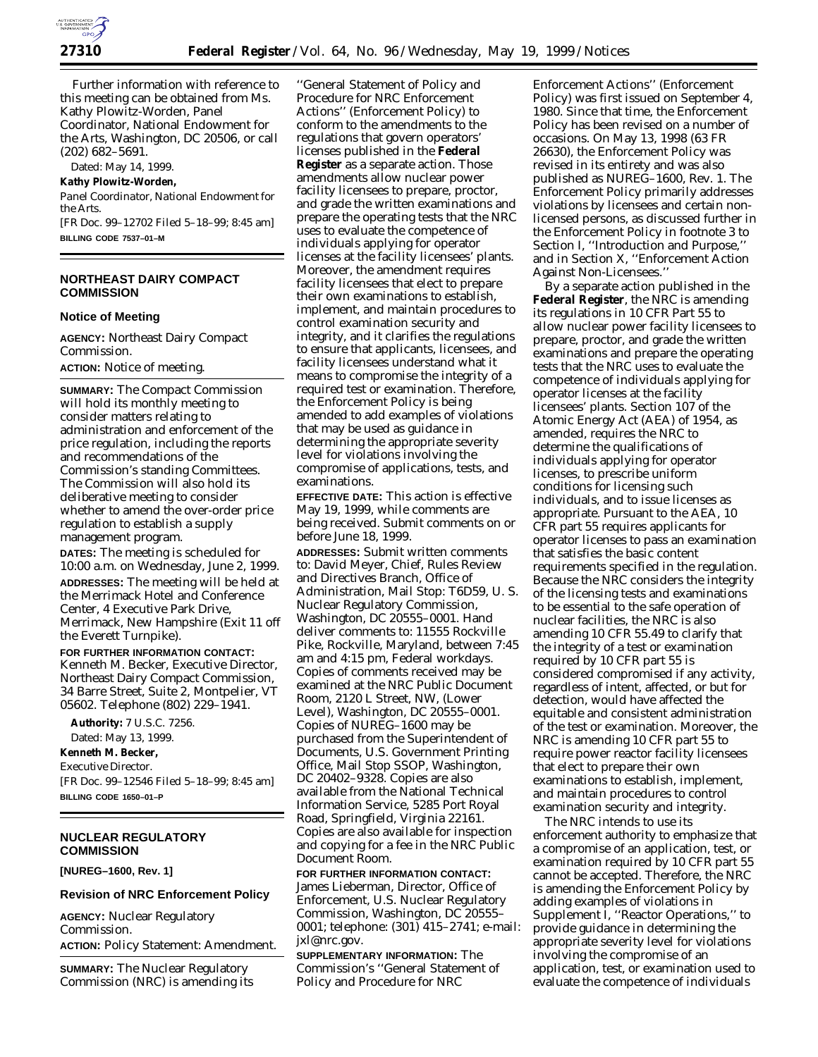Further information with reference to this meeting can be obtained from Ms. Kathy Plowitz-Worden, Panel Coordinator, National Endowment for the Arts, Washington, DC 20506, or call (202) 682–5691.

Dated: May 14, 1999.

**Kathy Plowitz-Worden,**

*Panel Coordinator, National Endowment for the Arts.*

[FR Doc. 99–12702 Filed 5–18–99; 8:45 am]

**BILLING CODE 7537–01–M**

---

## NORTHEAST DAIRY COMPACT COMMISSION

### Notice of Meeting

**AGENCY:** Northeast Dairy Compact Commission.

**ACTION:** Notice of meeting.

**SUMMARY:** The Compact Commission will hold its monthly meeting to consider matters relating to administration and enforcement of the price regulation, including the reports and recommendations of the Commission's standing Committees. The Commission will also hold its deliberative meeting to consider whether to amend the over-order price regulation to establish a supply management program.

**DATES:** The meeting is scheduled for 10:00 a.m. on Wednesday, June 2, 1999.

**ADDRESSES:** The meeting will be held at the Merrimack Hotel and Conference Center, 4 Executive Park Drive, Merrimack, New Hampshire (Exit 11 off the Everett Turnpike).

**FOR FURTHER INFORMATION CONTACT:** Kenneth M. Becker, Executive Director, Northeast Dairy Compact Commission, 34 Barre Street, Suite 2, Montpelier, VT 05602. Telephone (802) 229–1941.

**Authority:** 7 U.S.C. 7256.

Dated: May 13, 1999.

**Kenneth M. Becker,**

*Executive Director.*

[FR Doc. 99–12546 Filed 5–18–99; 8:45 am]

**BILLING CODE 1650–01–P**

---

## NUCLEAR REGULATORY COMMISSION

**[NUREG–1600, Rev. 1]**

### Revision of NRC Enforcement Policy

**AGENCY:** Nuclear Regulatory Commission.

**ACTION:** Policy Statement: Amendment.

**SUMMARY:** The Nuclear Regulatory Commission (NRC) is amending its ''General Statement of Policy and Procedure for NRC Enforcement Actions'' (Enforcement Policy) to conform to the amendments to the regulations that govern operators' licenses published in the **Federal Register** as a separate action. Those amendments allow nuclear power facility licensees to prepare, proctor, and grade the written examinations and prepare the operating tests that the NRC uses to evaluate the competence of individuals applying for operator licenses at the facility licensees' plants. Moreover, the amendment requires facility licensees that elect to prepare their own examinations to establish, implement, and maintain procedures to control examination security and integrity, and it clarifies the regulations to ensure that applicants, licensees, and facility licensees understand what it means to compromise the integrity of a required test or examination. Therefore, the Enforcement Policy is being amended to add examples of violations that may be used as guidance in determining the appropriate severity level for violations involving the compromise of applications, tests, and examinations.

**EFFECTIVE DATE:** This action is effective May 19, 1999, while comments are being received. Submit comments on or before June 18, 1999.

**ADDRESSES:** Submit written comments to: David Meyer, Chief, Rules Review and Directives Branch, Office of Administration, Mail Stop: T6D59, U. S. Nuclear Regulatory Commission, Washington, DC 20555–0001. Hand deliver comments to: 11555 Rockville Pike, Rockville, Maryland, between 7:45 am and 4:15 pm, Federal workdays. Copies of comments received may be examined at the NRC Public Document Room, 2120 L Street, NW, (Lower Level), Washington, DC 20555–0001. Copies of NUREG–1600 may be purchased from the Superintendent of Documents, U.S. Government Printing Office, Mail Stop SSOP, Washington, DC 20402–9328. Copies are also available from the National Technical Information Service, 5285 Port Royal Road, Springfield, Virginia 22161. Copies are also available for inspection and copying for a fee in the NRC Public Document Room.

**FOR FURTHER INFORMATION CONTACT:** James Lieberman, Director, Office of Enforcement, U.S. Nuclear Regulatory Commission, Washington, DC 20555–0001; telephone: (301) 415–2741; e-mail: jxl@nrc.gov.

**SUPPLEMENTARY INFORMATION:** The Commission's ''General Statement of Policy and Procedure for NRC Enforcement Actions'' (Enforcement Policy) was first issued on September 4, 1980. Since that time, the Enforcement Policy has been revised on a number of occasions. On May 13, 1998 (63 FR 26630), the Enforcement Policy was revised in its entirety and was also published as NUREG–1600, Rev. 1. The Enforcement Policy primarily addresses violations by licensees and certain non-licensed persons, as discussed further in the Enforcement Policy in footnote 3 to Section I, ''Introduction and Purpose,'' and in Section X, ''Enforcement Action Against Non-Licensees.''

By a separate action published in the **Federal Register**, the NRC is amending its regulations in 10 CFR Part 55 to allow nuclear power facility licensees to prepare, proctor, and grade the written examinations and prepare the operating tests that the NRC uses to evaluate the competence of individuals applying for operator licenses at the facility licensees' plants. Section 107 of the Atomic Energy Act (AEA) of 1954, as amended, requires the NRC to determine the qualifications of individuals applying for operator licenses, to prescribe uniform conditions for licensing such individuals, and to issue licenses as appropriate. Pursuant to the AEA, 10 CFR part 55 requires applicants for operator licenses to pass an examination that satisfies the basic content requirements specified in the regulation. Because the NRC considers the integrity of the licensing tests and examinations to be essential to the safe operation of nuclear facilities, the NRC is also amending 10 CFR 55.49 to clarify that the integrity of a test or examination required by 10 CFR part 55 is considered compromised if any activity, regardless of intent, affected, or but for detection, would have affected the equitable and consistent administration of the test or examination. Moreover, the NRC is amending 10 CFR part 55 to require power reactor facility licensees that elect to prepare their own examinations to establish, implement, and maintain procedures to control examination security and integrity.

The NRC intends to use its enforcement authority to emphasize that a compromise of an application, test, or examination required by 10 CFR part 55 cannot be accepted. Therefore, the NRC is amending the Enforcement Policy by adding examples of violations in Supplement I, ''Reactor Operations,'' to provide guidance in determining the appropriate severity level for violations involving the compromise of an application, test, or examination used to evaluate the competence of individuals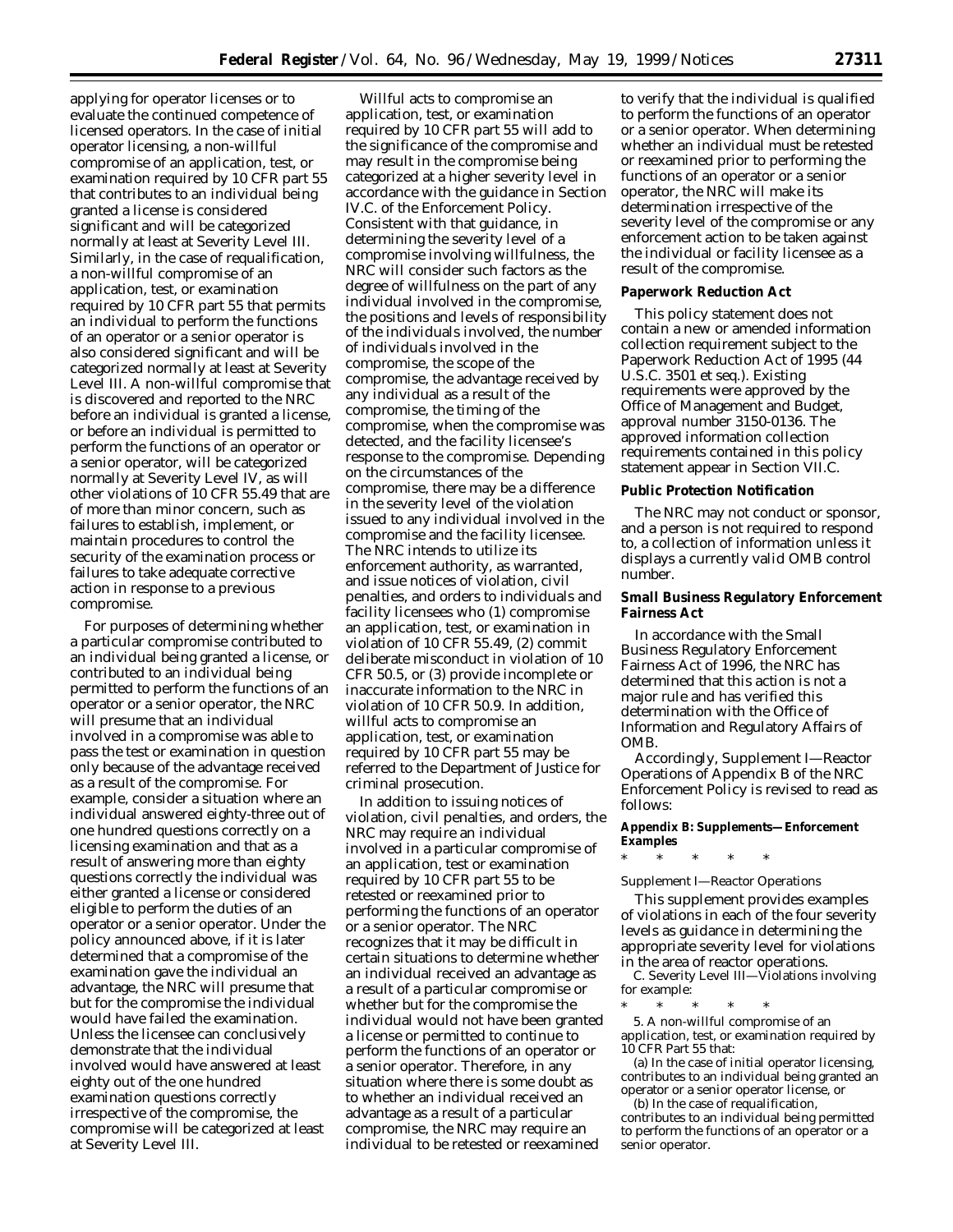applying for operator licenses or to evaluate the continued competence of licensed operators. In the case of initial operator licensing, a non-willful compromise of an application, test, or examination required by 10 CFR part 55 that contributes to an individual being granted a license is considered significant and will be categorized normally at least at Severity Level III. Similarly, in the case of requalification, a non-willful compromise of an application, test, or examination required by 10 CFR part 55 that permits an individual to perform the functions of an operator or a senior operator is also considered significant and will be categorized normally at least at Severity Level III. A non-willful compromise that is discovered and reported to the NRC before an individual is granted a license, or before an individual is permitted to perform the functions of an operator or a senior operator, will be categorized normally at Severity Level IV, as will other violations of 10 CFR 55.49 that are of more than minor concern, such as failures to establish, implement, or maintain procedures to control the security of the examination process or failures to take adequate corrective action in response to a previous compromise.

For purposes of determining whether a particular compromise contributed to an individual being granted a license, or contributed to an individual being permitted to perform the functions of an operator or a senior operator, the NRC will presume that an individual involved in a compromise was able to pass the test or examination in question only because of the advantage received as a result of the compromise. For example, consider a situation where an individual answered eighty-three out of one hundred questions correctly on a licensing examination and that as a result of answering more than eighty questions correctly the individual was either granted a license or considered eligible to perform the duties of an operator or a senior operator. Under the policy announced above, if it is later determined that a compromise of the examination gave the individual an advantage, the NRC will presume that but for the compromise the individual would have failed the examination. Unless the licensee can conclusively demonstrate that the individual involved would have answered at least eighty out of the one hundred examination questions correctly irrespective of the compromise, the compromise will be categorized at least at Severity Level III.

Willful acts to compromise an application, test, or examination required by 10 CFR part 55 will add to the significance of the compromise and may result in the compromise being categorized at a higher severity level in accordance with the guidance in Section IV.C. of the Enforcement Policy. Consistent with that guidance, in determining the severity level of a compromise involving willfulness, the NRC will consider such factors as the degree of willfulness on the part of any individual involved in the compromise, the positions and levels of responsibility of the individuals involved, the number of individuals involved in the compromise, the scope of the compromise, the advantage received by any individual as a result of the compromise, the timing of the compromise, when the compromise was detected, and the facility licensee's response to the compromise. Depending on the circumstances of the compromise, there may be a difference in the severity level of the violation issued to any individual involved in the compromise and the facility licensee. The NRC intends to utilize its enforcement authority, as warranted, and issue notices of violation, civil penalties, and orders to individuals and facility licensees who (1) compromise an application, test, or examination in violation of 10 CFR 55.49, (2) commit deliberate misconduct in violation of 10 CFR 50.5, or (3) provide incomplete or inaccurate information to the NRC in violation of 10 CFR 50.9. In addition, willful acts to compromise an application, test, or examination required by 10 CFR part 55 may be referred to the Department of Justice for criminal prosecution.

In addition to issuing notices of violation, civil penalties, and orders, the NRC may require an individual involved in a particular compromise of an application, test or examination required by 10 CFR part 55 to be retested or reexamined prior to performing the functions of an operator or a senior operator. The NRC recognizes that it may be difficult in certain situations to determine whether an individual received an advantage as a result of a particular compromise or whether but for the compromise the individual would not have been granted a license or permitted to continue to perform the functions of an operator or a senior operator. Therefore, in any situation where there is some doubt as to whether an individual received an advantage as a result of a particular compromise, the NRC may require an individual to be retested or reexamined to verify that the individual is qualified to perform the functions of an operator or a senior operator. When determining whether an individual must be retested or reexamined prior to performing the functions of an operator or a senior operator, the NRC will make its determination irrespective of the severity level of the compromise or any enforcement action to be taken against the individual or facility licensee as a result of the compromise.

**Paperwork Reduction Act**

This policy statement does not contain a new or amended information collection requirement subject to the Paperwork Reduction Act of 1995 (44 U.S.C. 3501 et seq.). Existing requirements were approved by the Office of Management and Budget, approval number 3150-0136. The approved information collection requirements contained in this policy statement appear in Section VII.C.

**Public Protection Notification**

The NRC may not conduct or sponsor, and a person is not required to respond to, a collection of information unless it displays a currently valid OMB control number.

**Small Business Regulatory Enforcement Fairness Act**

In accordance with the Small Business Regulatory Enforcement Fairness Act of 1996, the NRC has determined that this action is not a major rule and has verified this determination with the Office of Information and Regulatory Affairs of OMB.

Accordingly, Supplement I—Reactor Operations of Appendix B of the NRC Enforcement Policy is revised to read as follows:

**Appendix B: Supplements—Enforcement Examples**

\* \* \* \* \*

*Supplement I—Reactor Operations*

This supplement provides examples of violations in each of the four severity levels as guidance in determining the appropriate severity level for violations in the area of reactor operations.

C. Severity Level III—Violations involving for example:

\* \* \* \* \*

5. A non-willful compromise of an application, test, or examination required by 10 CFR Part 55 that:

(a) In the case of initial operator licensing, contributes to an individual being granted an operator or a senior operator license, or

(b) In the case of requalification, contributes to an individual being permitted to perform the functions of an operator or a senior operator.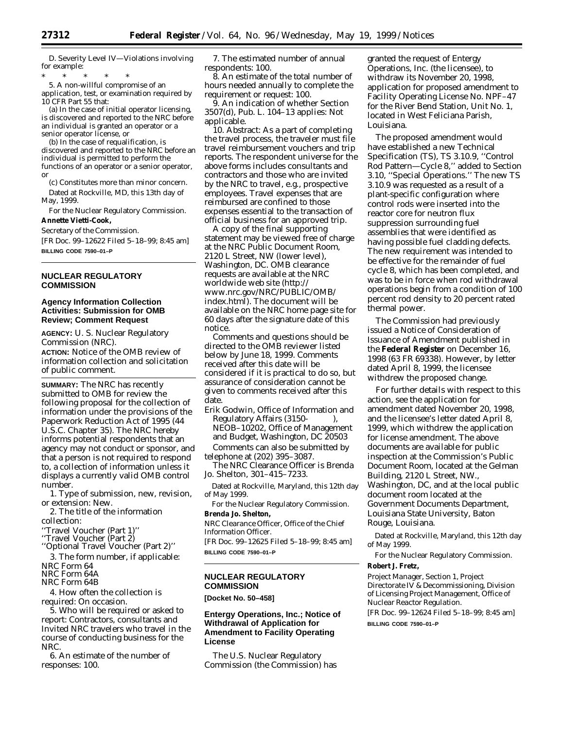D. Severity Level IV—Violations involving for example:

\* \* \* \* \*

5. A non-willful compromise of an application, test, or examination required by 10 CFR Part 55 that:

(a) In the case of initial operator licensing, is discovered and reported to the NRC before an individual is granted an operator or a senior operator license, or

(b) In the case of requalification, is discovered and reported to the NRC before an individual is permitted to perform the functions of an operator or a senior operator, or

(c) Constitutes more than minor concern.

Dated at Rockville, MD, this 13th day of May, 1999.

For the Nuclear Regulatory Commission.

**Annette Vietti-Cook,**

*Secretary of the Commission.*

[FR Doc. 99–12622 Filed 5–18–99; 8:45 am]

**BILLING CODE 7590–01–P**

---

## NUCLEAR REGULATORY COMMISSION

### Agency Information Collection Activities: Submission for OMB Review; Comment Request

**AGENCY:** U. S. Nuclear Regulatory Commission (NRC).

**ACTION:** Notice of the OMB review of information collection and solicitation of public comment.

**SUMMARY:** The NRC has recently submitted to OMB for review the following proposal for the collection of information under the provisions of the Paperwork Reduction Act of 1995 (44 U.S.C. Chapter 35). The NRC hereby informs potential respondents that an agency may not conduct or sponsor, and that a person is not required to respond to, a collection of information unless it displays a currently valid OMB control number.

1. Type of submission, new, revision, or extension: New.

2. The title of the information collection:

''Travel Voucher (Part 1)''
''Travel Voucher (Part 2)
''Optional Travel Voucher (Part 2)''

3. The form number, if applicable:
NRC Form 64
NRC Form 64A
NRC Form 64B

4. How often the collection is required: On occasion.

5. Who will be required or asked to report: Contractors, consultants and Invited NRC travelers who travel in the course of conducting business for the NRC.

6. An estimate of the number of responses: 100.

7. The estimated number of annual respondents: 100.

8. An estimate of the total number of hours needed annually to complete the requirement or request: 100.

9. An indication of whether Section 3507(d), Pub. L. 104–13 applies: Not applicable.

10. Abstract: As a part of completing the travel process, the traveler must file travel reimbursement vouchers and trip reports. The respondent universe for the above forms includes consultants and contractors and those who are invited by the NRC to travel, e.g., prospective employees. Travel expenses that are reimbursed are confined to those expenses essential to the transaction of official business for an approved trip.

A copy of the final supporting statement may be viewed free of charge at the NRC Public Document Room, 2120 L Street, NW (lower level), Washington, DC. OMB clearance requests are available at the NRC worldwide web site (http://www.nrc.gov/NRC/PUBLIC/OMB/index.html). The document will be available on the NRC home page site for 60 days after the signature date of this notice.

Comments and questions should be directed to the OMB reviewer listed below by June 18, 1999. Comments received after this date will be considered if it is practical to do so, but assurance of consideration cannot be given to comments received after this date.

Erik Godwin, Office of Information and Regulatory Affairs (3150-      ), NEOB–10202, Office of Management and Budget, Washington, DC 20503

Comments can also be submitted by telephone at (202) 395–3087.

The NRC Clearance Officer is Brenda Jo. Shelton, 301–415–7233.

Dated at Rockville, Maryland, this 12th day of May 1999.

For the Nuclear Regulatory Commission.

**Brenda Jo. Shelton,**

*NRC Clearance Officer, Office of the Chief Information Officer.*

[FR Doc. 99–12625 Filed 5–18–99; 8:45 am]

**BILLING CODE 7590–01–P**

---

## NUCLEAR REGULATORY COMMISSION

**[Docket No. 50–458]**

### Entergy Operations, Inc.; Notice of Withdrawal of Application for Amendment to Facility Operating License

The U.S. Nuclear Regulatory Commission (the Commission) has granted the request of Entergy Operations, Inc. (the licensee), to withdraw its November 20, 1998, application for proposed amendment to Facility Operating License No. NPF–47 for the River Bend Station, Unit No. 1, located in West Feliciana Parish, Louisiana.

The proposed amendment would have established a new Technical Specification (TS), TS 3.10.9, ''Control Rod Pattern—Cycle 8,'' added to Section 3.10, ''Special Operations.'' The new TS 3.10.9 was requested as a result of a plant-specific configuration where control rods were inserted into the reactor core for neutron flux suppression surrounding fuel assemblies that were identified as having possible fuel cladding defects. The new requirement was intended to be effective for the remainder of fuel cycle 8, which has been completed, and was to be in force when rod withdrawal operations begin from a condition of 100 percent rod density to 20 percent rated thermal power.

The Commission had previously issued a Notice of Consideration of Issuance of Amendment published in the **Federal Register** on December 16, 1998 (63 FR 69338). However, by letter dated April 8, 1999, the licensee withdrew the proposed change.

For further details with respect to this action, see the application for amendment dated November 20, 1998, and the licensee's letter dated April 8, 1999, which withdrew the application for license amendment. The above documents are available for public inspection at the Commission's Public Document Room, located at the Gelman Building, 2120 L Street, NW., Washington, DC, and at the local public document room located at the Government Documents Department, Louisiana State University, Baton Rouge, Louisiana.

Dated at Rockville, Maryland, this 12th day of May 1999.

For the Nuclear Regulatory Commission.

**Robert J. Fretz,**

*Project Manager, Section 1, Project Directorate IV & Decommissioning, Division of Licensing Project Management, Office of Nuclear Reactor Regulation.*

[FR Doc. 99–12624 Filed 5–18–99; 8:45 am]

**BILLING CODE 7590–01–P**